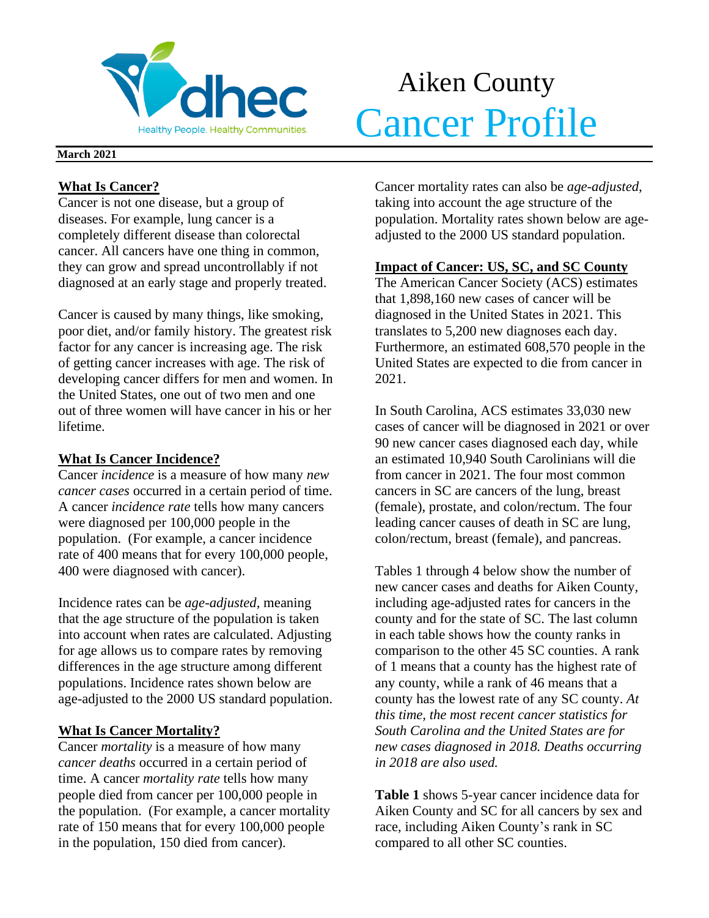dhec

Healthy People. Healthy Communities.

# Aiken County Cancer Profile

**March 2021**

## What Is Cancer?

Cancer is not one disease, but a group of diseases. For example, lung cancer is a completely different disease than colorectal cancer. All cancers have one thing in common, they can grow and spread uncontrollably if not diagnosed at an early stage and properly treated.

Cancer is caused by many things, like smoking, poor diet, and/or family history. The greatest risk factor for any cancer is increasing age. The risk of getting cancer increases with age. The risk of developing cancer differs for men and women. In the United States, one out of two men and one out of three women will have cancer in his or her lifetime.

## What Is Cancer Incidence?

Cancer *incidence* is a measure of how many *new cancer cases* occurred in a certain period of time. A cancer *incidence rate* tells how many cancers were diagnosed per 100,000 people in the population. (For example, a cancer incidence rate of 400 means that for every 100,000 people, 400 were diagnosed with cancer).

Incidence rates can be *age-adjusted*, meaning that the age structure of the population is taken into account when rates are calculated. Adjusting for age allows us to compare rates by removing differences in the age structure among different populations. Incidence rates shown below are age-adjusted to the 2000 US standard population.

## What Is Cancer Mortality?

Cancer *mortality* is a measure of how many *cancer deaths* occurred in a certain period of time. A cancer *mortality rate* tells how many people died from cancer per 100,000 people in the population. (For example, a cancer mortality rate of 150 means that for every 100,000 people in the population, 150 died from cancer).

Cancer mortality rates can also be *age-adjusted*, taking into account the age structure of the population. Mortality rates shown below are age-adjusted to the 2000 US standard population.

## Impact of Cancer: US, SC, and SC County

The American Cancer Society (ACS) estimates that 1,898,160 new cases of cancer will be diagnosed in the United States in 2021. This translates to 5,200 new diagnoses each day. Furthermore, an estimated 608,570 people in the United States are expected to die from cancer in 2021.

In South Carolina, ACS estimates 33,030 new cases of cancer will be diagnosed in 2021 or over 90 new cancer cases diagnosed each day, while an estimated 10,940 South Carolinians will die from cancer in 2021. The four most common cancers in SC are cancers of the lung, breast (female), prostate, and colon/rectum. The four leading cancer causes of death in SC are lung, colon/rectum, breast (female), and pancreas.

Tables 1 through 4 below show the number of new cancer cases and deaths for Aiken County, including age-adjusted rates for cancers in the county and for the state of SC. The last column in each table shows how the county ranks in comparison to the other 45 SC counties. A rank of 1 means that a county has the highest rate of any county, while a rank of 46 means that a county has the lowest rate of any SC county. *At this time, the most recent cancer statistics for South Carolina and the United States are for new cases diagnosed in 2018. Deaths occurring in 2018 are also used.*

**Table 1** shows 5-year cancer incidence data for Aiken County and SC for all cancers by sex and race, including Aiken County's rank in SC compared to all other SC counties.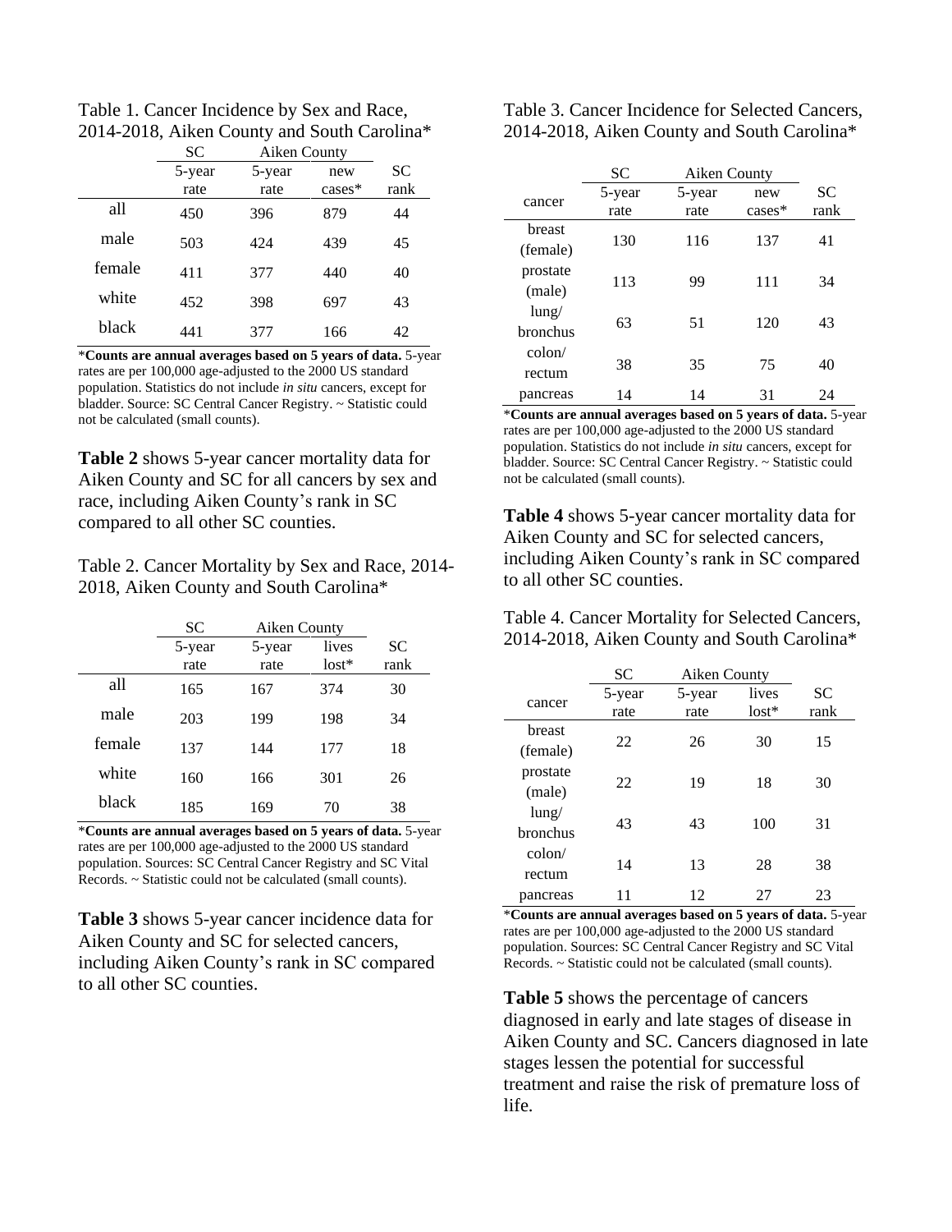Table 1. Cancer Incidence by Sex and Race, 2014-2018, Aiken County and South Carolina*

| | SC | Aiken County | | |
|---|---|---|---|---|
| | 5-year rate | 5-year rate | new cases* | SC rank |
| all | 450 | 396 | 879 | 44 |
| male | 503 | 424 | 439 | 45 |
| female | 411 | 377 | 440 | 40 |
| white | 452 | 398 | 697 | 43 |
| black | 441 | 377 | 166 | 42 |

***Counts are annual averages based on 5 years of data.** 5-year rates are per 100,000 age-adjusted to the 2000 US standard population. Statistics do not include *in situ* cancers, except for bladder. Source: SC Central Cancer Registry. ~ Statistic could not be calculated (small counts).

**Table 2** shows 5-year cancer mortality data for Aiken County and SC for all cancers by sex and race, including Aiken County's rank in SC compared to all other SC counties.

Table 2. Cancer Mortality by Sex and Race, 2014-2018, Aiken County and South Carolina*

| | SC | Aiken County | | |
|---|---|---|---|---|
| | 5-year rate | 5-year rate | lives lost* | SC rank |
| all | 165 | 167 | 374 | 30 |
| male | 203 | 199 | 198 | 34 |
| female | 137 | 144 | 177 | 18 |
| white | 160 | 166 | 301 | 26 |
| black | 185 | 169 | 70 | 38 |

***Counts are annual averages based on 5 years of data.** 5-year rates are per 100,000 age-adjusted to the 2000 US standard population. Sources: SC Central Cancer Registry and SC Vital Records. ~ Statistic could not be calculated (small counts).

**Table 3** shows 5-year cancer incidence data for Aiken County and SC for selected cancers, including Aiken County's rank in SC compared to all other SC counties.

Table 3. Cancer Incidence for Selected Cancers, 2014-2018, Aiken County and South Carolina*

| | SC | Aiken County | | |
|---|---|---|---|---|
| cancer | 5-year rate | 5-year rate | new cases* | SC rank |
| breast (female) | 130 | 116 | 137 | 41 |
| prostate (male) | 113 | 99 | 111 | 34 |
| lung/ bronchus | 63 | 51 | 120 | 43 |
| colon/ rectum | 38 | 35 | 75 | 40 |
| pancreas | 14 | 14 | 31 | 24 |

***Counts are annual averages based on 5 years of data.** 5-year rates are per 100,000 age-adjusted to the 2000 US standard population. Statistics do not include *in situ* cancers, except for bladder. Source: SC Central Cancer Registry. ~ Statistic could not be calculated (small counts).

**Table 4** shows 5-year cancer mortality data for Aiken County and SC for selected cancers, including Aiken County's rank in SC compared to all other SC counties.

Table 4. Cancer Mortality for Selected Cancers, 2014-2018, Aiken County and South Carolina*

| | SC | Aiken County | | |
|---|---|---|---|---|
| cancer | 5-year rate | 5-year rate | lives lost* | SC rank |
| breast (female) | 22 | 26 | 30 | 15 |
| prostate (male) | 22 | 19 | 18 | 30 |
| lung/ bronchus | 43 | 43 | 100 | 31 |
| colon/ rectum | 14 | 13 | 28 | 38 |
| pancreas | 11 | 12 | 27 | 23 |

***Counts are annual averages based on 5 years of data.** 5-year rates are per 100,000 age-adjusted to the 2000 US standard population. Sources: SC Central Cancer Registry and SC Vital Records. ~ Statistic could not be calculated (small counts).

**Table 5** shows the percentage of cancers diagnosed in early and late stages of disease in Aiken County and SC. Cancers diagnosed in late stages lessen the potential for successful treatment and raise the risk of premature loss of life.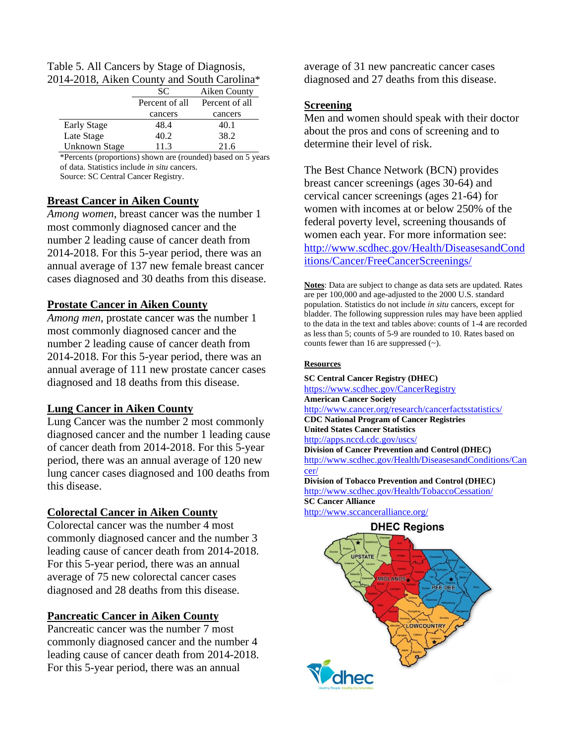Table 5. All Cancers by Stage of Diagnosis, 2014-2018, Aiken County and South Carolina*

| | SC | Aiken County |
|---|---|---|
| | Percent of all cancers | Percent of all cancers |
| Early Stage | 48.4 | 40.1 |
| Late Stage | 40.2 | 38.2 |
| Unknown Stage | 11.3 | 21.6 |

*Percents (proportions) shown are (rounded) based on 5 years of data. Statistics include *in situ* cancers.
Source: SC Central Cancer Registry.

## Breast Cancer in Aiken County

*Among women*, breast cancer was the number 1 most commonly diagnosed cancer and the number 2 leading cause of cancer death from 2014-2018. For this 5-year period, there was an annual average of 137 new female breast cancer cases diagnosed and 30 deaths from this disease.

## Prostate Cancer in Aiken County

*Among men*, prostate cancer was the number 1 most commonly diagnosed cancer and the number 2 leading cause of cancer death from 2014-2018. For this 5-year period, there was an annual average of 111 new prostate cancer cases diagnosed and 18 deaths from this disease.

## Lung Cancer in Aiken County

Lung Cancer was the number 2 most commonly diagnosed cancer and the number 1 leading cause of cancer death from 2014-2018. For this 5-year period, there was an annual average of 120 new lung cancer cases diagnosed and 100 deaths from this disease.

## Colorectal Cancer in Aiken County

Colorectal cancer was the number 4 most commonly diagnosed cancer and the number 3 leading cause of cancer death from 2014-2018. For this 5-year period, there was an annual average of 75 new colorectal cancer cases diagnosed and 28 deaths from this disease.

## Pancreatic Cancer in Aiken County

Pancreatic cancer was the number 7 most commonly diagnosed cancer and the number 4 leading cause of cancer death from 2014-2018. For this 5-year period, there was an annual average of 31 new pancreatic cancer cases diagnosed and 27 deaths from this disease.

## Screening

Men and women should speak with their doctor about the pros and cons of screening and to determine their level of risk.

The Best Chance Network (BCN) provides breast cancer screenings (ages 30-64) and cervical cancer screenings (ages 21-64) for women with incomes at or below 250% of the federal poverty level, screening thousands of women each year. For more information see: http://www.scdhec.gov/Health/DiseasesandConditions/Cancer/FreeCancerScreenings/

**Notes**: Data are subject to change as data sets are updated. Rates are per 100,000 and age-adjusted to the 2000 U.S. standard population. Statistics do not include *in situ* cancers, except for bladder. The following suppression rules may have been applied to the data in the text and tables above: counts of 1-4 are recorded as less than 5; counts of 5-9 are rounded to 10. Rates based on counts fewer than 16 are suppressed (~).

**Resources**

**SC Central Cancer Registry (DHEC)**
https://www.scdhec.gov/CancerRegistry
**American Cancer Society**
http://www.cancer.org/research/cancerfactsstatistics/
**CDC National Program of Cancer Registries**
**United States Cancer Statistics**
http://apps.nccd.cdc.gov/uscs/
**Division of Cancer Prevention and Control (DHEC)**
http://www.scdhec.gov/Health/DiseasesandConditions/Cancer/
**Division of Tobacco Prevention and Control (DHEC)**
http://www.scdhec.gov/Health/TobaccoCessation/
**SC Cancer Alliance**
http://www.sccanceralliance.org/

DHEC Regions

UPSTATE
MIDLANDS
PEE DEE
LOWCOUNTRY

dhec
Healthy People Healthy Communities